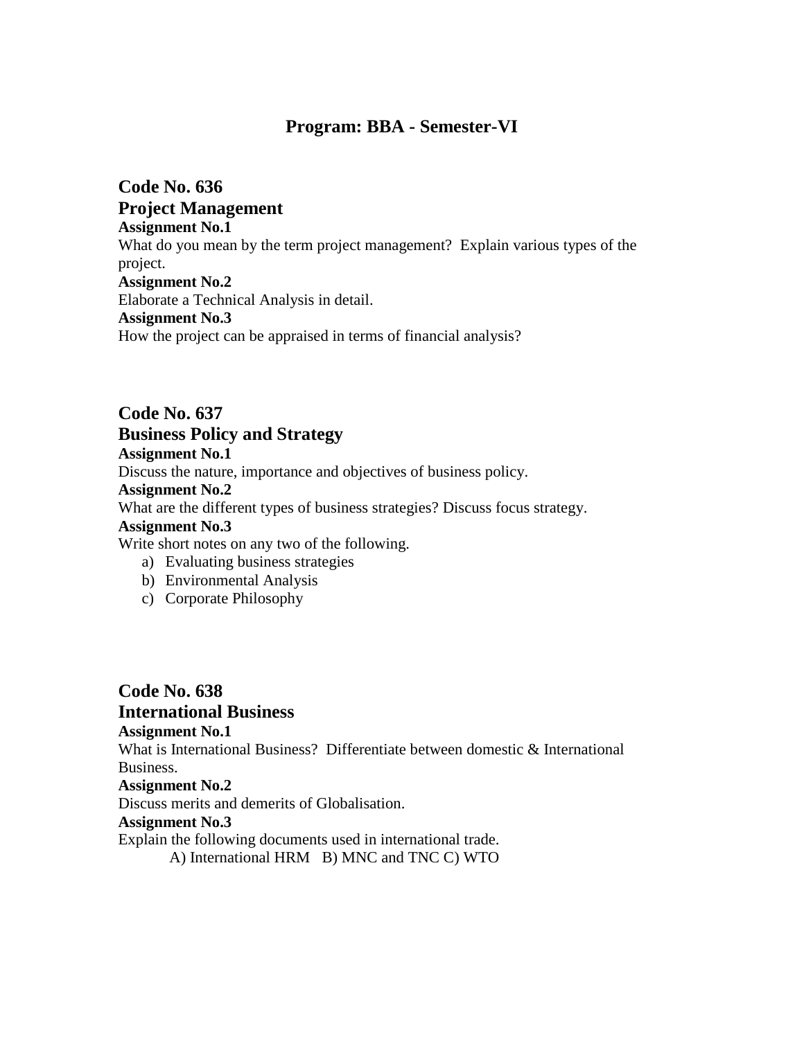# Program: BBA - Semester-VI

## Code No. 636
## Project Management

**Assignment No.1**

What do you mean by the term project management? Explain various types of the project.

**Assignment No.2**

Elaborate a Technical Analysis in detail.

**Assignment No.3**

How the project can be appraised in terms of financial analysis?

## Code No. 637
## Business Policy and Strategy

**Assignment No.1**

Discuss the nature, importance and objectives of business policy.

**Assignment No.2**

What are the different types of business strategies? Discuss focus strategy.

**Assignment No.3**

Write short notes on any two of the following.

a) Evaluating business strategies
b) Environmental Analysis
c) Corporate Philosophy

## Code No. 638
## International Business

**Assignment No.1**

What is International Business? Differentiate between domestic & International Business.

**Assignment No.2**

Discuss merits and demerits of Globalisation.

**Assignment No.3**

Explain the following documents used in international trade.

A) International HRM B) MNC and TNC C) WTO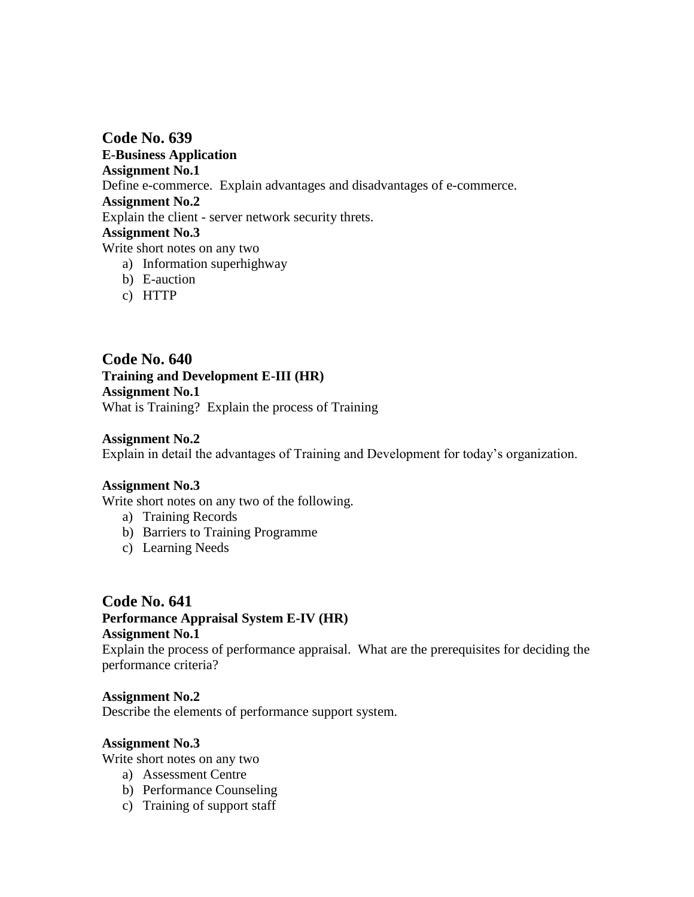## Code No. 639

**E-Business Application**

**Assignment No.1**

Define e-commerce. Explain advantages and disadvantages of e-commerce.

**Assignment No.2**

Explain the client - server network security threts.

**Assignment No.3**

Write short notes on any two

a) Information superhighway
b) E-auction
c) HTTP

## Code No. 640

**Training and Development E-III (HR)**

**Assignment No.1**

What is Training? Explain the process of Training

**Assignment No.2**

Explain in detail the advantages of Training and Development for today's organization.

**Assignment No.3**

Write short notes on any two of the following.

a) Training Records
b) Barriers to Training Programme
c) Learning Needs

## Code No. 641

**Performance Appraisal System E-IV (HR)**

**Assignment No.1**

Explain the process of performance appraisal. What are the prerequisites for deciding the performance criteria?

**Assignment No.2**

Describe the elements of performance support system.

**Assignment No.3**

Write short notes on any two

a) Assessment Centre
b) Performance Counseling
c) Training of support staff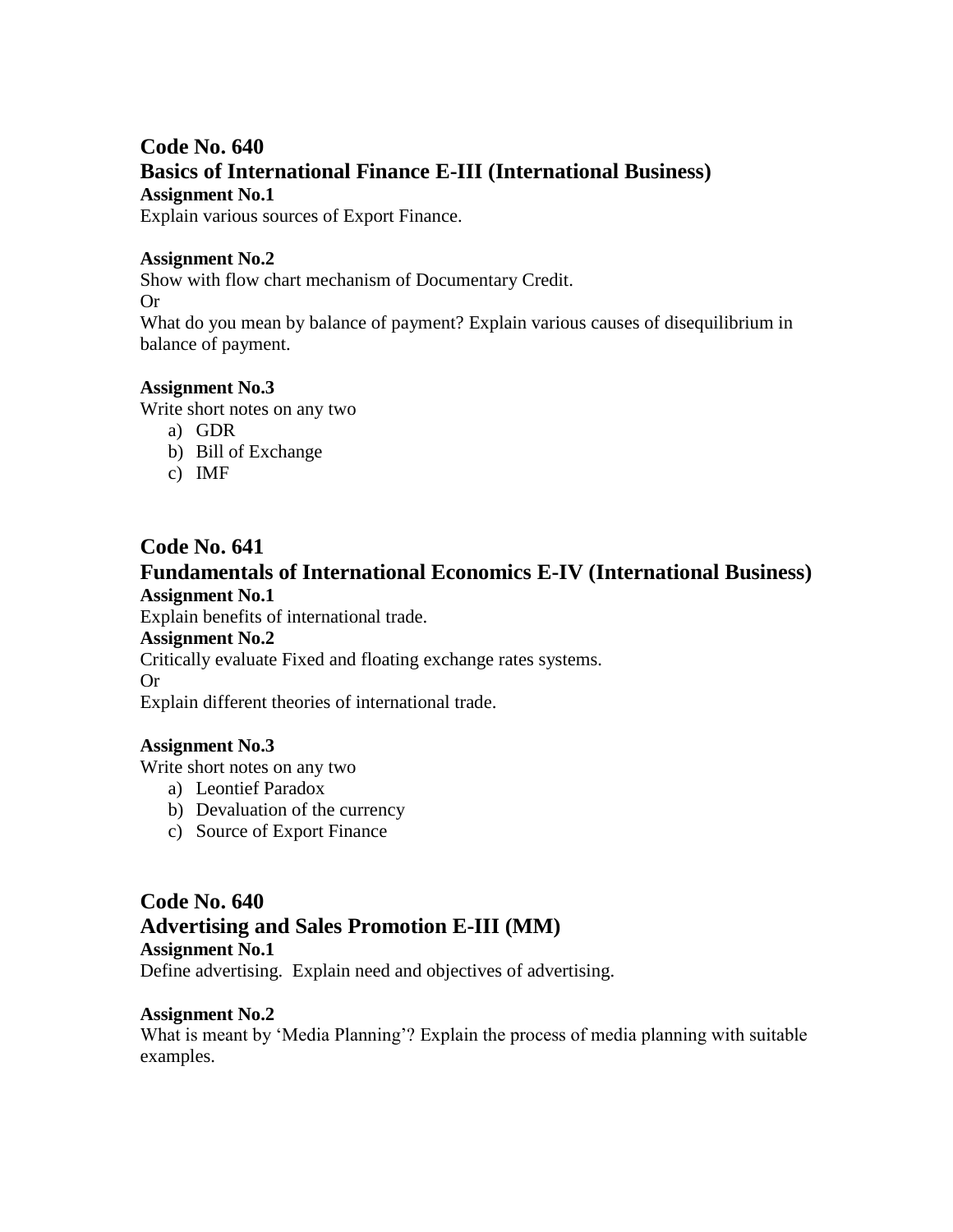## Code No. 640

## Basics of International Finance E-III (International Business)

**Assignment No.1**

Explain various sources of Export Finance.

**Assignment No.2**

Show with flow chart mechanism of Documentary Credit.

Or

What do you mean by balance of payment? Explain various causes of disequilibrium in balance of payment.

**Assignment No.3**

Write short notes on any two

a) GDR
b) Bill of Exchange
c) IMF

## Code No. 641

## Fundamentals of International Economics E-IV (International Business)

**Assignment No.1**

Explain benefits of international trade.

**Assignment No.2**

Critically evaluate Fixed and floating exchange rates systems.

Or

Explain different theories of international trade.

**Assignment No.3**

Write short notes on any two

a) Leontief Paradox
b) Devaluation of the currency
c) Source of Export Finance

## Code No. 640

## Advertising and Sales Promotion E-III (MM)

**Assignment No.1**

Define advertising. Explain need and objectives of advertising.

**Assignment No.2**

What is meant by 'Media Planning'? Explain the process of media planning with suitable examples.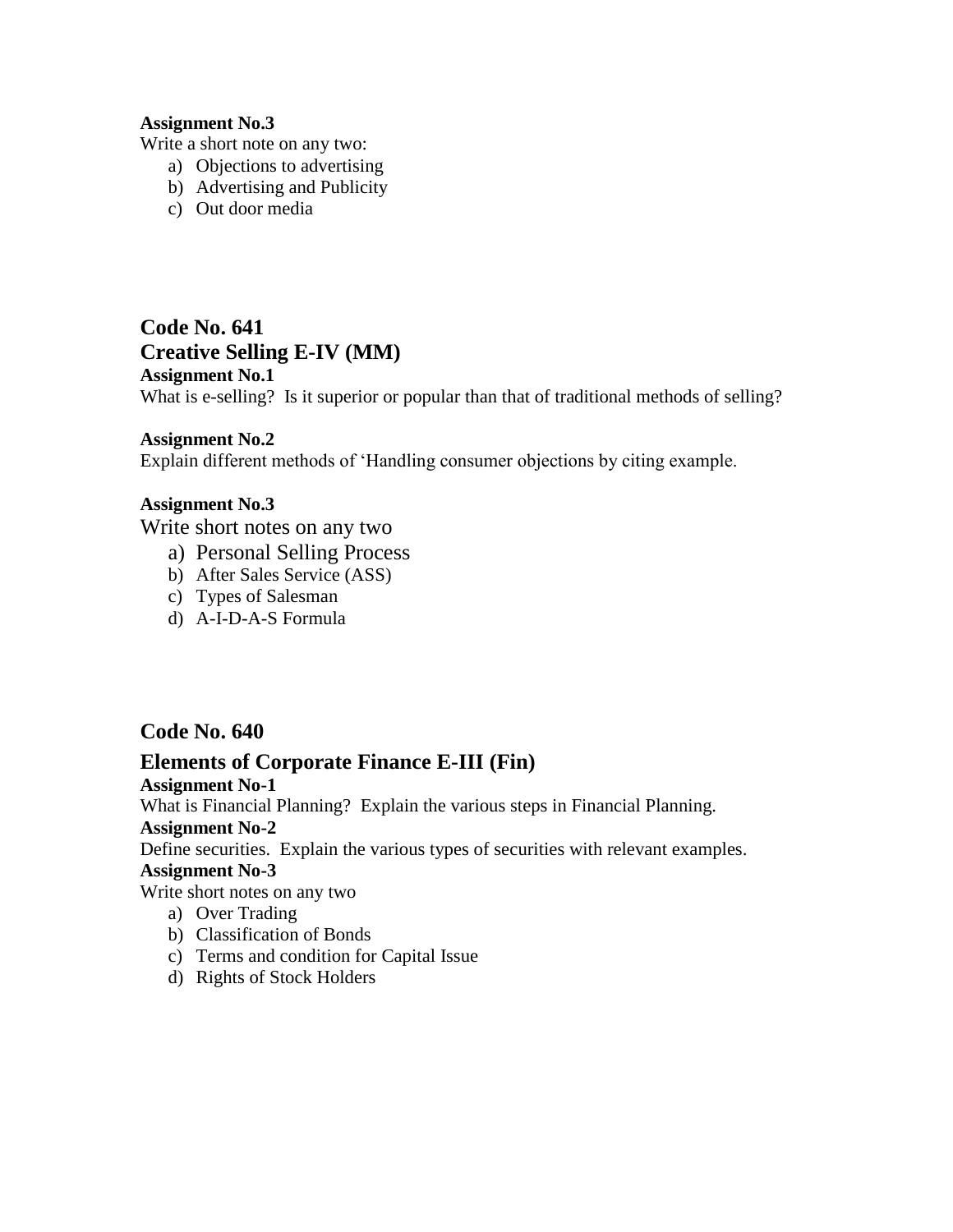**Assignment No.3**

Write a short note on any two:

a) Objections to advertising
b) Advertising and Publicity
c) Out door media

## Code No. 641

## Creative Selling E-IV (MM)

**Assignment No.1**

What is e-selling? Is it superior or popular than that of traditional methods of selling?

**Assignment No.2**

Explain different methods of 'Handling consumer objections by citing example.

**Assignment No.3**

Write short notes on any two

a) Personal Selling Process
b) After Sales Service (ASS)
c) Types of Salesman
d) A-I-D-A-S Formula

## Code No. 640

## Elements of Corporate Finance E-III (Fin)

**Assignment No-1**

What is Financial Planning? Explain the various steps in Financial Planning.

**Assignment No-2**

Define securities. Explain the various types of securities with relevant examples.

**Assignment No-3**

Write short notes on any two

a) Over Trading
b) Classification of Bonds
c) Terms and condition for Capital Issue
d) Rights of Stock Holders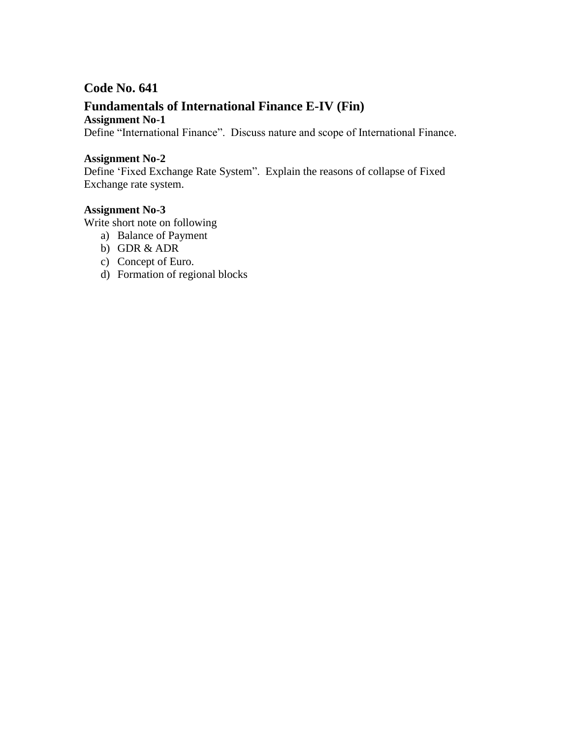## Code No. 641

## Fundamentals of International Finance E-IV (Fin)

**Assignment No-1**

Define "International Finance". Discuss nature and scope of International Finance.

**Assignment No-2**

Define 'Fixed Exchange Rate System". Explain the reasons of collapse of Fixed Exchange rate system.

**Assignment No-3**

Write short note on following

a) Balance of Payment
b) GDR & ADR
c) Concept of Euro.
d) Formation of regional blocks